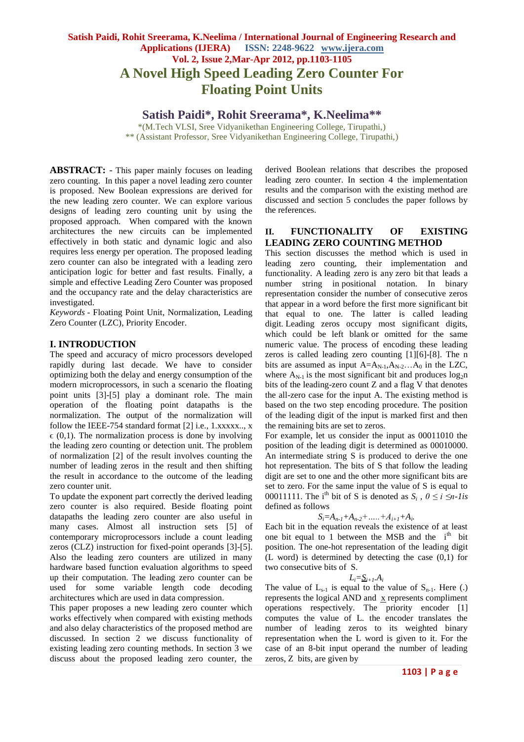# A Novel High Speed Leading Zero Counter For Floating Point Units

## Satish Paidi*, Rohit Sreerama*, K.Neelima**

*(M.Tech VLSI, Sree Vidyanikethan Engineering College, Tirupathi,)
** (Assistant Professor, Sree Vidyanikethan Engineering College, Tirupathi,)

**ABSTRACT:** - This paper mainly focuses on leading zero counting. In this paper a novel leading zero counter is proposed. New Boolean expressions are derived for the new leading zero counter. We can explore various designs of leading zero counting unit by using the proposed approach. When compared with the known architectures the new circuits can be implemented effectively in both static and dynamic logic and also requires less energy per operation. The proposed leading zero counter can also be integrated with a leading zero anticipation logic for better and fast results. Finally, a simple and effective Leading Zero Counter was proposed and the occupancy rate and the delay characteristics are investigated.

*Keywords* - Floating Point Unit, Normalization, Leading Zero Counter (LZC), Priority Encoder.

## I. INTRODUCTION

The speed and accuracy of micro processors developed rapidly during last decade. We have to consider optimizing both the delay and energy consumption of the modern microprocessors, in such a scenario the floating point units [3]-[5] play a dominant role. The main operation of the floating point datapaths is the normalization. The output of the normalization will follow the IEEE-754 standard format [2] i.e., 1.xxxxx.., x $\epsilon$ (0,1). The normalization process is done by involving the leading zero counting or detection unit. The problem of normalization [2] of the result involves counting the number of leading zeros in the result and then shifting the result in accordance to the outcome of the leading zero counter unit.

To update the exponent part correctly the derived leading zero counter is also required. Beside floating point datapaths the leading zero counter are also useful in many cases. Almost all instruction sets [5] of contemporary microprocessors include a count leading zeros (CLZ) instruction for fixed-point operands [3]-[5]. Also the leading zero counters are utilized in many hardware based function evaluation algorithms to speed up their computation. The leading zero counter can be used for some variable length code decoding architectures which are used in data compression.

This paper proposes a new leading zero counter which works effectively when compared with existing methods and also delay characteristics of the proposed method are discussed. In section 2 we discuss functionality of existing leading zero counting methods. In section 3 we discuss about the proposed leading zero counter, the derived Boolean relations that describes the proposed leading zero counter. In section 4 the implementation results and the comparison with the existing method are discussed and section 5 concludes the paper follows by the references.

## II. FUNCTIONALITY OF EXISTING LEADING ZERO COUNTING METHOD

This section discusses the method which is used in leading zero counting, their implementation and functionality. A leading zero is any zero bit that leads a number string in positional notation. In binary representation consider the number of consecutive zeros that appear in a word before the first more significant bit that equal to one. The latter is called leading digit. Leading zeros occupy most significant digits, which could be left blank or omitted for the same numeric value. The process of encoding these leading zeros is called leading zero counting [1][6]-[8]. The n bits are assumed as input $A=A_{N-1},A_{N-2}\dots A_0$ in the LZC, where $A_{N-1}$ is the most significant bit and produces $\log_2 n$ bits of the leading-zero count Z and a flag V that denotes the all-zero case for the input A. The existing method is based on the two step encoding procedure. The position of the leading digit of the input is marked first and then the remaining bits are set to zeros.

For example, let us consider the input as 00011010 the position of the leading digit is determined as 00010000. An intermediate string S is produced to derive the one hot representation. The bits of S that follow the leading digit are set to one and the other more significant bits are set to zero. For the same input the value of S is equal to 00011111. The $i^{th}$ bit of S is denoted as $S_i$ , $0 \le i \le n\text{-}1$ is defined as follows

$$S_i=A_{n-1}+A_{n-2}+\dots+A_{i+1}+A_i.$$

Each bit in the equation reveals the existence of at least one bit equal to 1 between the MSB and the $i^{th}$ bit position. The one-hot representation of the leading digit (L word) is determined by detecting the case (0,1) for two consecutive bits of S.

$$L_i=\underline{S}_{i+1}.A_i$$

The value of $L_{s-1}$ is equal to the value of $S_{n-1}$. Here (.) represents the logical AND and $\underline{x}$ represents compliment operations respectively. The priority encoder [1] computes the value of L. the encoder translates the number of leading zeros to its weighted binary representation when the L word is given to it. For the case of an 8-bit input operand the number of leading zeros, Z bits, are given by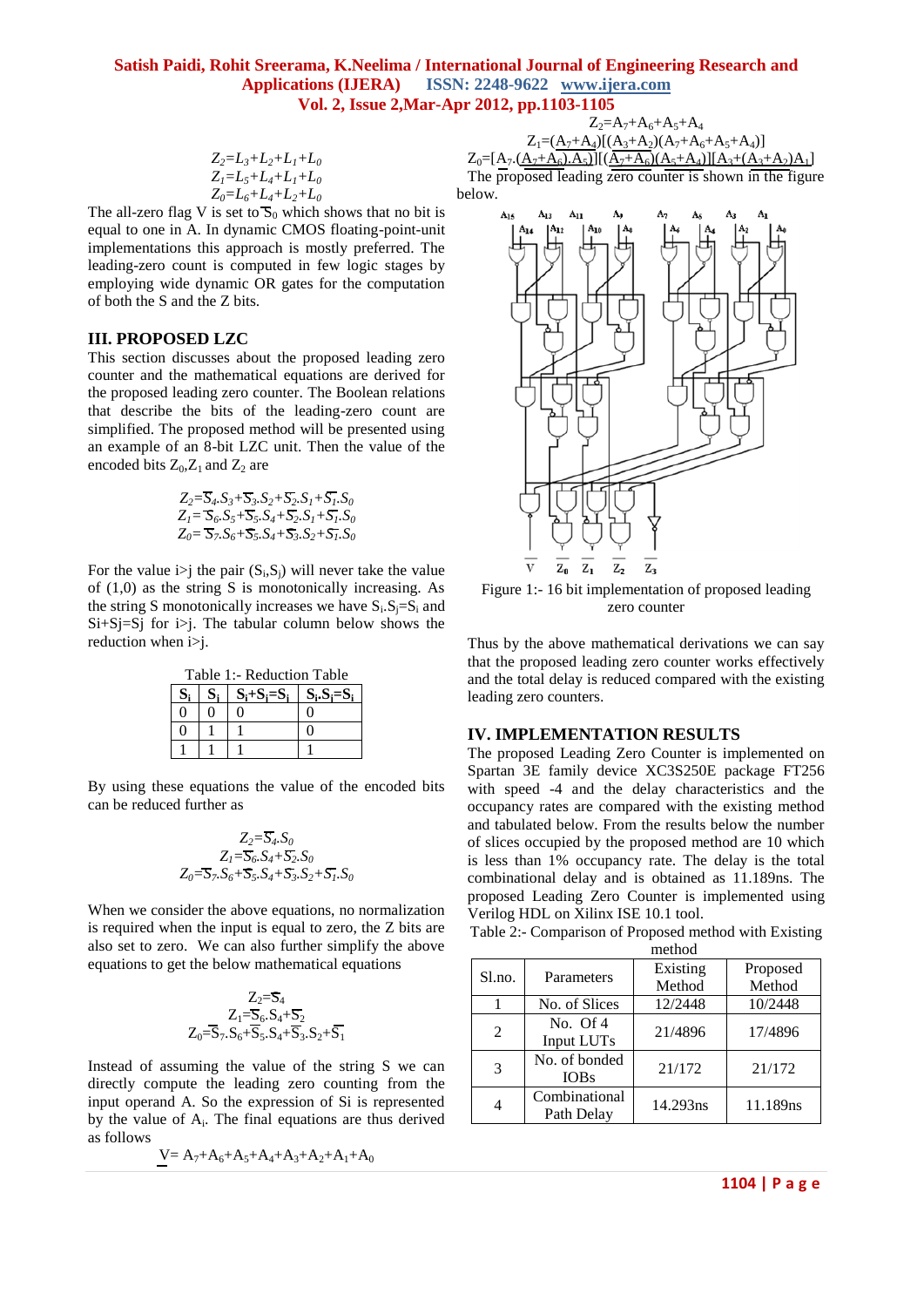$$Z_2 = L_3 + L_2 + L_1 + L_0$$
$$Z_1 = L_5 + L_4 + L_1 + L_0$$
$$Z_0 = L_6 + L_4 + L_2 + L_0$$

The all-zero flag V is set to $\overline{S}_0$ which shows that no bit is equal to one in A. In dynamic CMOS floating-point-unit implementations this approach is mostly preferred. The leading-zero count is computed in few logic stages by employing wide dynamic OR gates for the computation of both the S and the Z bits.

## III. PROPOSED LZC

This section discusses about the proposed leading zero counter and the mathematical equations are derived for the proposed leading zero counter. The Boolean relations that describe the bits of the leading-zero count are simplified. The proposed method will be presented using an example of an 8-bit LZC unit. Then the value of the encoded bits $Z_0$, $Z_1$ and $Z_2$ are

$$Z_2 = \overline{S}_4.S_3 + \overline{S}_3.S_2 + \overline{S}_2.S_1 + \overline{S}_1.S_0$$
$$Z_1 = \overline{S}_6.S_5 + \overline{S}_5.S_4 + \overline{S}_2.S_1 + \overline{S}_1.S_0$$
$$Z_0 = \overline{S}_7.S_6 + \overline{S}_5.S_4 + \overline{S}_3.S_2 + \overline{S}_1.S_0$$

For the value i>j the pair $(S_i, S_j)$ will never take the value of (1,0) as the string S is monotonically increasing. As the string S monotonically increases we have $S_i.S_j = S_i$ and $S_i + S_j = S_j$ for i>j. The tabular column below shows the reduction when i>j.

Table 1:- Reduction Table

| $S_i$ | $S_j$ | $S_i+S_j=S_j$ | $S_i.S_j=S_i$ |
|---|---|---|---|
| 0 | 0 | 0 | 0 |
| 0 | 1 | 1 | 0 |
| 1 | 1 | 1 | 1 |

By using these equations the value of the encoded bits can be reduced further as

$$Z_2 = \overline{S}_4.S_0$$
$$Z_1 = \overline{S}_6.S_4 + \overline{S}_2.S_0$$
$$Z_0 = \overline{S}_7.S_6 + \overline{S}_5.S_4 + \overline{S}_3.S_2 + \overline{S}_1.S_0$$

When we consider the above equations, no normalization is required when the input is equal to zero, the Z bits are also set to zero. We can also further simplify the above equations to get the below mathematical equations

$$Z_2 = \overline{S}_4$$
$$Z_1 = \overline{S}_6.S_4 + \overline{S}_2$$
$$Z_0 = \overline{S}_7.S_6 + \overline{S}_5.S_4 + \overline{S}_3.S_2 + \overline{S}_1$$

Instead of assuming the value of the string S we can directly compute the leading zero counting from the input operand A. So the expression of Si is represented by the value of $A_i$. The final equations are thus derived as follows

$$\underline{V} = A_7 + A_6 + A_5 + A_4 + A_3 + A_2 + A_1 + A_0$$
$$Z_2 = A_7 + A_6 + A_5 + A_4$$
$$Z_1 = (\underline{A_7 + A_4})[(\underline{A_3 + A_2})(A_7 + A_6 + A_5 + A_4)]$$
$$Z_0 = [A_7.(\underline{A_7 + A_6}).\underline{A_5})][(\overline{A_7 + A_6})(\underline{A_5 + A_4})][\underline{A_3 + (A_3 + A_2)A_1}]$$

The proposed leading zero counter is shown in the figure below.

Figure 1:- 16 bit implementation of proposed leading zero counter

Thus by the above mathematical derivations we can say that the proposed leading zero counter works effectively and the total delay is reduced compared with the existing leading zero counters.

## IV. IMPLEMENTATION RESULTS

The proposed Leading Zero Counter is implemented on Spartan 3E family device XC3S250E package FT256 with speed -4 and the delay characteristics and the occupancy rates are compared with the existing method and tabulated below. From the results below the number of slices occupied by the proposed method are 10 which is less than 1% occupancy rate. The delay is the total combinational delay and is obtained as 11.189ns. The proposed Leading Zero Counter is implemented using Verilog HDL on Xilinx ISE 10.1 tool.

Table 2:- Comparison of Proposed method with Existing method

| Sl.no. | Parameters | Existing Method | Proposed Method |
|---|---|---|---|
| 1 | No. of Slices | 12/2448 | 10/2448 |
| 2 | No. Of 4 Input LUTs | 21/4896 | 17/4896 |
| 3 | No. of bonded IOBs | 21/172 | 21/172 |
| 4 | Combinational Path Delay | 14.293ns | 11.189ns |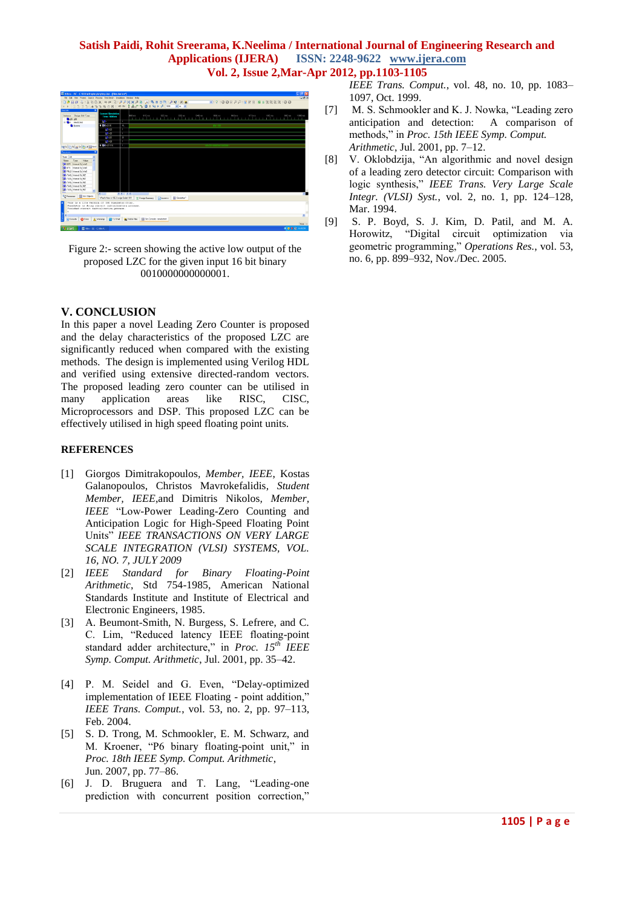Figure 2:- screen showing the active low output of the proposed LZC for the given input 16 bit binary 0010000000000001.

## V. CONCLUSION

In this paper a novel Leading Zero Counter is proposed and the delay characteristics of the proposed LZC are significantly reduced when compared with the existing methods. The design is implemented using Verilog HDL and verified using extensive directed-random vectors. The proposed leading zero counter can be utilised in many application areas like RISC, CISC, Microprocessors and DSP. This proposed LZC can be effectively utilised in high speed floating point units.

## REFERENCES

[1] Giorgos Dimitrakopoulos, *Member, IEEE*, Kostas Galanopoulos, Christos Mavrokefalidis, *Student Member, IEEE*,and Dimitris Nikolos, *Member, IEEE* "Low-Power Leading-Zero Counting and Anticipation Logic for High-Speed Floating Point Units" *IEEE TRANSACTIONS ON VERY LARGE SCALE INTEGRATION (VLSI) SYSTEMS, VOL. 16, NO. 7, JULY 2009*

[2] *IEEE Standard for Binary Floating-Point Arithmetic*, Std 754-1985, American National Standards Institute and Institute of Electrical and Electronic Engineers, 1985.

[3] A. Beumont-Smith, N. Burgess, S. Lefrere, and C. C. Lim, "Reduced latency IEEE floating-point standard adder architecture," in *Proc. 15th IEEE Symp. Comput. Arithmetic*, Jul. 2001, pp. 35–42.

[4] P. M. Seidel and G. Even, "Delay-optimized implementation of IEEE Floating - point addition," *IEEE Trans. Comput.*, vol. 53, no. 2, pp. 97–113, Feb. 2004.

[5] S. D. Trong, M. Schmookler, E. M. Schwarz, and M. Kroener, "P6 binary floating-point unit," in *Proc. 18th IEEE Symp. Comput. Arithmetic*, Jun. 2007, pp. 77–86.

[6] J. D. Bruguera and T. Lang, "Leading-one prediction with concurrent position correction," *IEEE Trans. Comput.*, vol. 48, no. 10, pp. 1083–1097, Oct. 1999.

[7] M. S. Schmookler and K. J. Nowka, "Leading zero anticipation and detection: A comparison of methods," in *Proc. 15th IEEE Symp. Comput. Arithmetic*, Jul. 2001, pp. 7–12.

[8] V. Oklobdzija, "An algorithmic and novel design of a leading zero detector circuit: Comparison with logic synthesis," *IEEE Trans. Very Large Scale Integr. (VLSI) Syst.*, vol. 2, no. 1, pp. 124–128, Mar. 1994.

[9] S. P. Boyd, S. J. Kim, D. Patil, and M. A. Horowitz, "Digital circuit optimization via geometric programming," *Operations Res.*, vol. 53, no. 6, pp. 899–932, Nov./Dec. 2005.